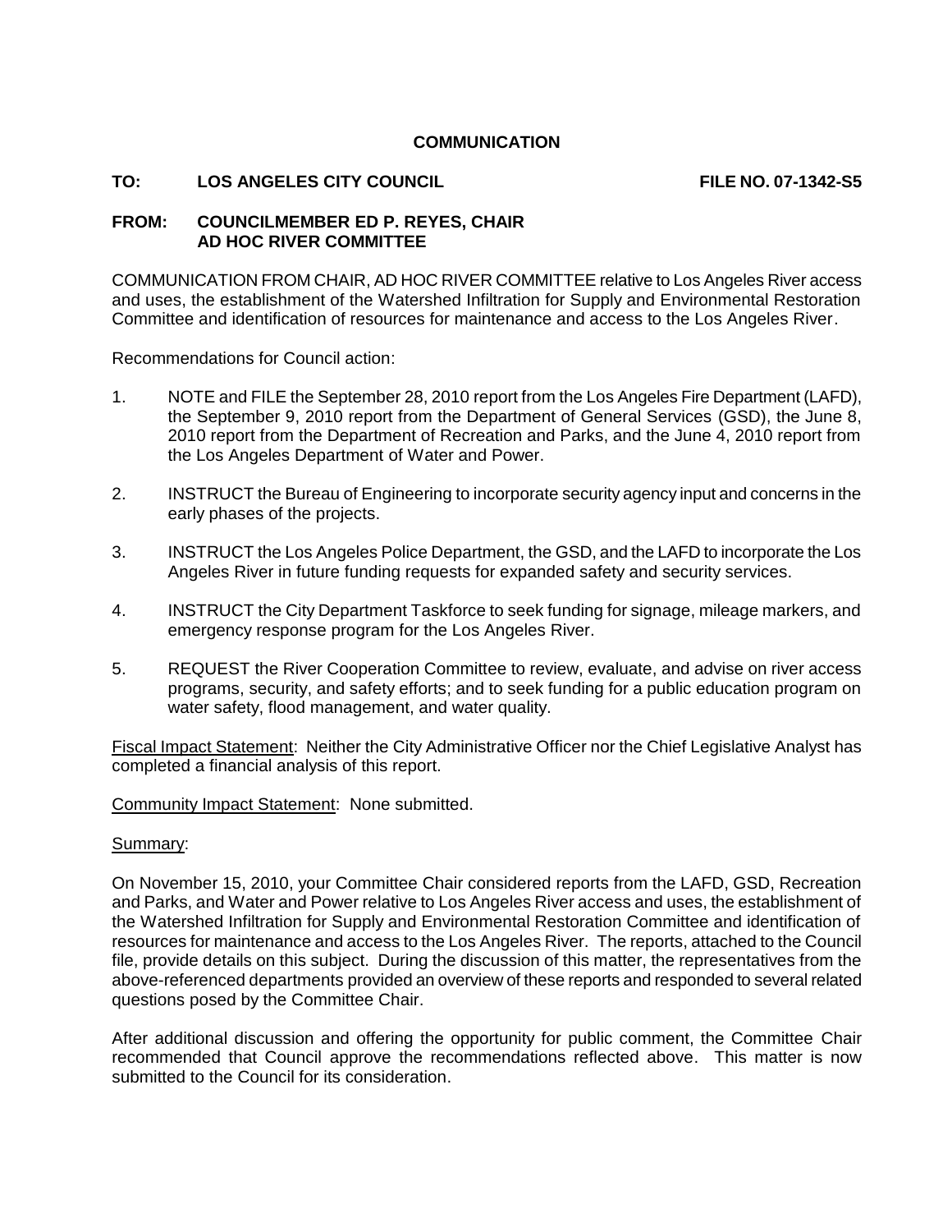# COMMUNICATION

**TO: LOS ANGELES CITY COUNCIL** **FILE NO. 07-1342-S5**

**FROM: COUNCILMEMBER ED P. REYES, CHAIR**
**AD HOC RIVER COMMITTEE**

COMMUNICATION FROM CHAIR, AD HOC RIVER COMMITTEE relative to Los Angeles River access and uses, the establishment of the Watershed Infiltration for Supply and Environmental Restoration Committee and identification of resources for maintenance and access to the Los Angeles River.

Recommendations for Council action:

1. NOTE and FILE the September 28, 2010 report from the Los Angeles Fire Department (LAFD), the September 9, 2010 report from the Department of General Services (GSD), the June 8, 2010 report from the Department of Recreation and Parks, and the June 4, 2010 report from the Los Angeles Department of Water and Power.

2. INSTRUCT the Bureau of Engineering to incorporate security agency input and concerns in the early phases of the projects.

3. INSTRUCT the Los Angeles Police Department, the GSD, and the LAFD to incorporate the Los Angeles River in future funding requests for expanded safety and security services.

4. INSTRUCT the City Department Taskforce to seek funding for signage, mileage markers, and emergency response program for the Los Angeles River.

5. REQUEST the River Cooperation Committee to review, evaluate, and advise on river access programs, security, and safety efforts; and to seek funding for a public education program on water safety, flood management, and water quality.

<u>Fiscal Impact Statement</u>: Neither the City Administrative Officer nor the Chief Legislative Analyst has completed a financial analysis of this report.

<u>Community Impact Statement</u>: None submitted.

<u>Summary</u>:

On November 15, 2010, your Committee Chair considered reports from the LAFD, GSD, Recreation and Parks, and Water and Power relative to Los Angeles River access and uses, the establishment of the Watershed Infiltration for Supply and Environmental Restoration Committee and identification of resources for maintenance and access to the Los Angeles River. The reports, attached to the Council file, provide details on this subject. During the discussion of this matter, the representatives from the above-referenced departments provided an overview of these reports and responded to several related questions posed by the Committee Chair.

After additional discussion and offering the opportunity for public comment, the Committee Chair recommended that Council approve the recommendations reflected above. This matter is now submitted to the Council for its consideration.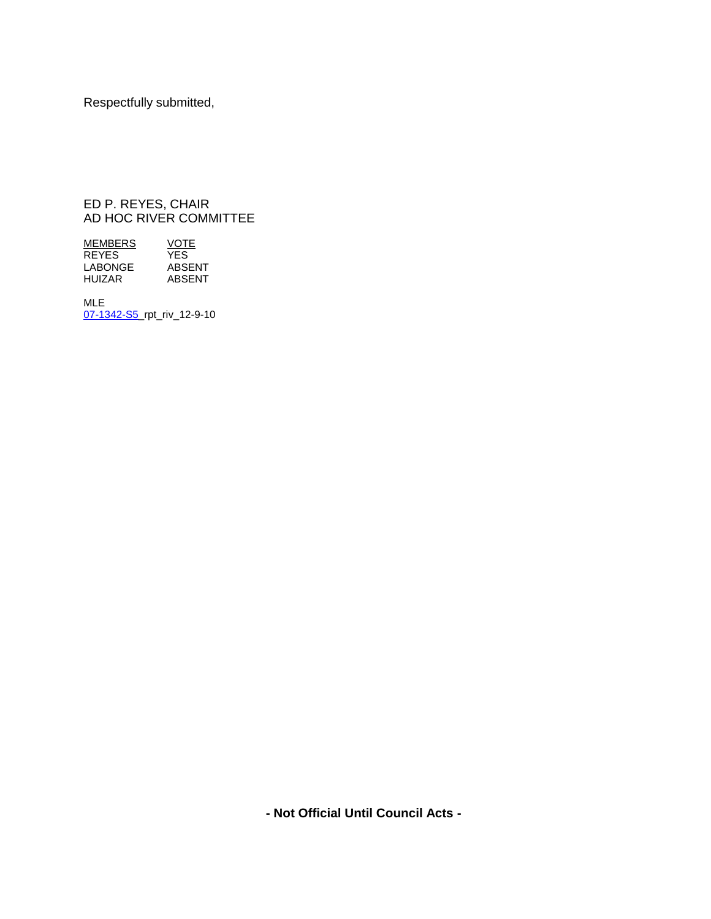Respectfully submitted,

ED P. REYES, CHAIR
AD HOC RIVER COMMITTEE

| MEMBERS | VOTE |
|---|---|
| REYES | YES |
| LABONGE | ABSENT |
| HUIZAR | ABSENT |

MLE
07-1342-S5_rpt_riv_12-9-10

**- Not Official Until Council Acts -**